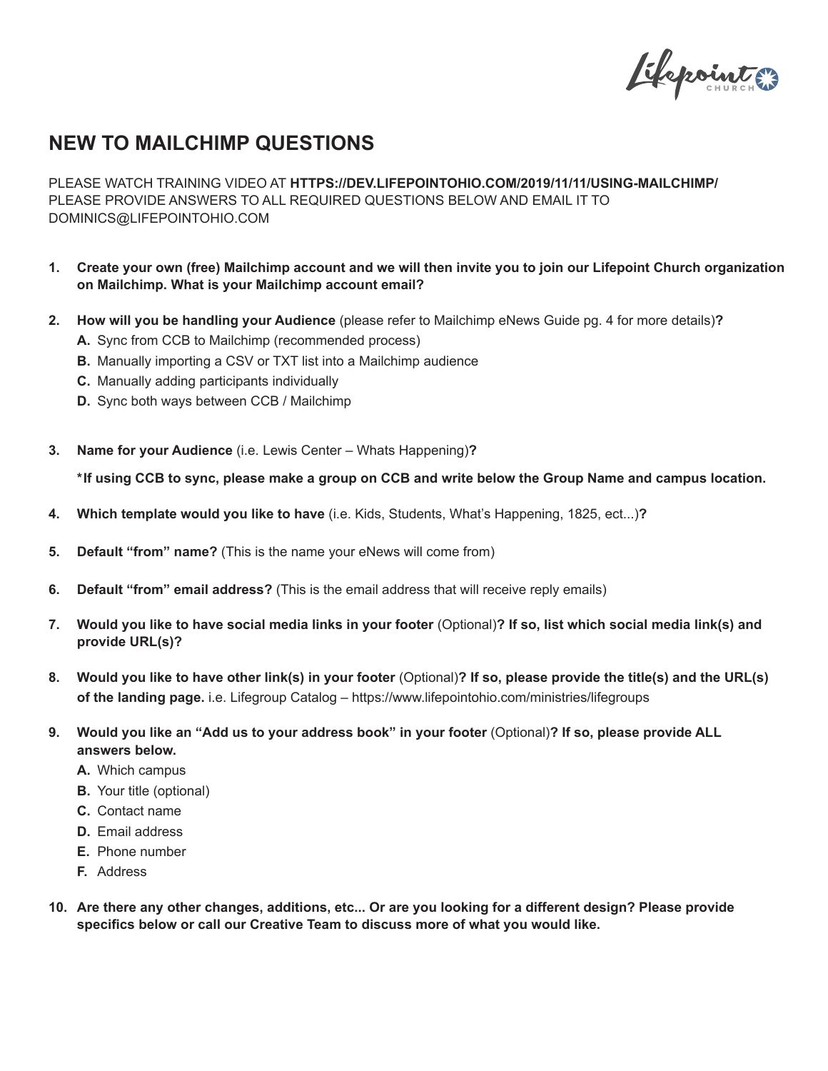# NEW TO MAILCHIMP QUESTIONS

PLEASE WATCH TRAINING VIDEO AT **HTTPS://DEV.LIFEPOINTOHIO.COM/2019/11/11/USING-MAILCHIMP/**
PLEASE PROVIDE ANSWERS TO ALL REQUIRED QUESTIONS BELOW AND EMAIL IT TO DOMINICS@LIFEPOINTOHIO.COM

1. **Create your own (free) Mailchimp account and we will then invite you to join our Lifepoint Church organization on Mailchimp. What is your Mailchimp account email?**

2. **How will you be handling your Audience** (please refer to Mailchimp eNews Guide pg. 4 for more details)**?**
   - **A.** Sync from CCB to Mailchimp (recommended process)
   - **B.** Manually importing a CSV or TXT list into a Mailchimp audience
   - **C.** Manually adding participants individually
   - **D.** Sync both ways between CCB / Mailchimp

3. **Name for your Audience** (i.e. Lewis Center – Whats Happening)**?**

   **\*If using CCB to sync, please make a group on CCB and write below the Group Name and campus location.**

4. **Which template would you like to have** (i.e. Kids, Students, What's Happening, 1825, ect...)**?**

5. **Default "from" name?** (This is the name your eNews will come from)

6. **Default "from" email address?** (This is the email address that will receive reply emails)

7. **Would you like to have social media links in your footer** (Optional)**? If so, list which social media link(s) and provide URL(s)?**

8. **Would you like to have other link(s) in your footer** (Optional)**? If so, please provide the title(s) and the URL(s) of the landing page.** i.e. Lifegroup Catalog – https://www.lifepointohio.com/ministries/lifegroups

9. **Would you like an "Add us to your address book" in your footer** (Optional)**? If so, please provide ALL answers below.**
   - **A.** Which campus
   - **B.** Your title (optional)
   - **C.** Contact name
   - **D.** Email address
   - **E.** Phone number
   - **F.** Address

10. **Are there any other changes, additions, etc... Or are you looking for a different design? Please provide specifics below or call our Creative Team to discuss more of what you would like.**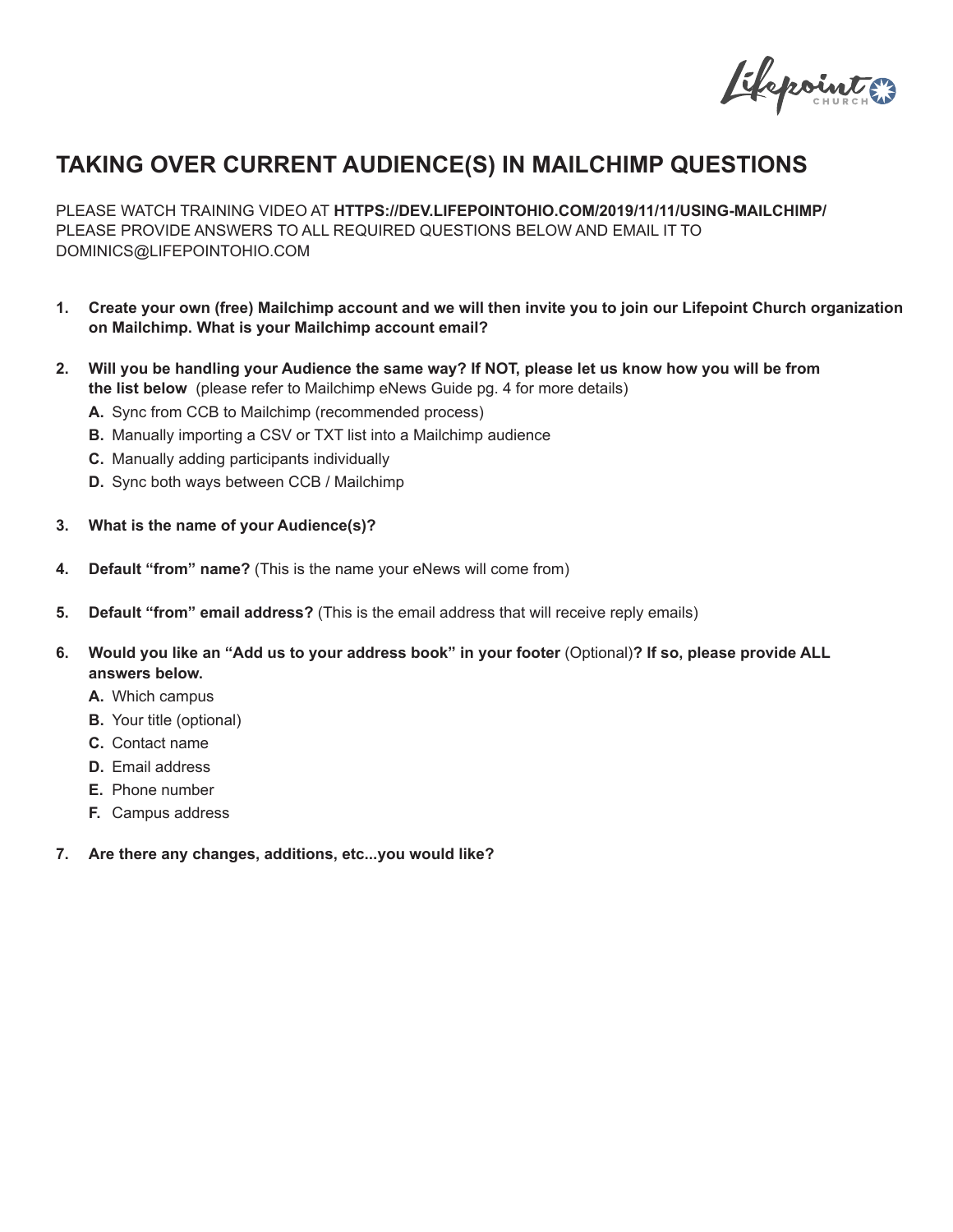# TAKING OVER CURRENT AUDIENCE(S) IN MAILCHIMP QUESTIONS

PLEASE WATCH TRAINING VIDEO AT **HTTPS://DEV.LIFEPOINTOHIO.COM/2019/11/11/USING-MAILCHIMP/**
PLEASE PROVIDE ANSWERS TO ALL REQUIRED QUESTIONS BELOW AND EMAIL IT TO DOMINICS@LIFEPOINTOHIO.COM

1. **Create your own (free) Mailchimp account and we will then invite you to join our Lifepoint Church organization on Mailchimp. What is your Mailchimp account email?**

2. **Will you be handling your Audience the same way? If NOT, please let us know how you will be from the list below** (please refer to Mailchimp eNews Guide pg. 4 for more details)
   - **A.** Sync from CCB to Mailchimp (recommended process)
   - **B.** Manually importing a CSV or TXT list into a Mailchimp audience
   - **C.** Manually adding participants individually
   - **D.** Sync both ways between CCB / Mailchimp

3. **What is the name of your Audience(s)?**

4. **Default "from" name?** (This is the name your eNews will come from)

5. **Default "from" email address?** (This is the email address that will receive reply emails)

6. **Would you like an "Add us to your address book" in your footer** (Optional)**? If so, please provide ALL answers below.**
   - **A.** Which campus
   - **B.** Your title (optional)
   - **C.** Contact name
   - **D.** Email address
   - **E.** Phone number
   - **F.** Campus address

7. **Are there any changes, additions, etc...you would like?**